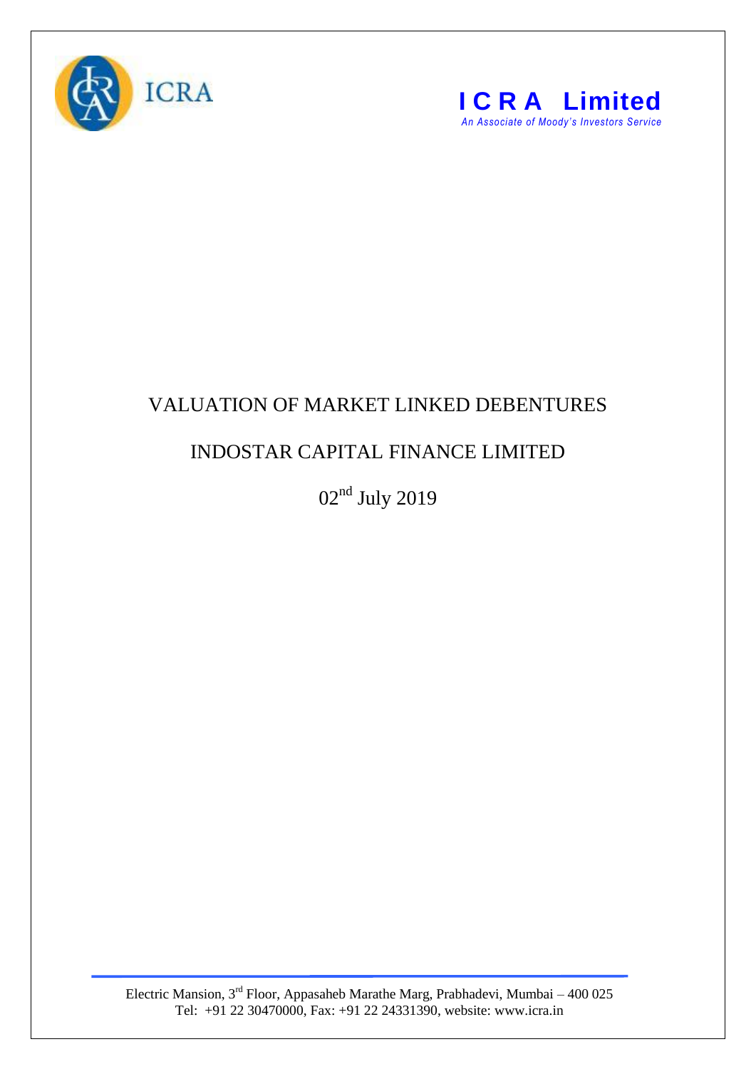ICRA

**I C R A Limited**

*An Associate of Moody's Investors Service*

# VALUATION OF MARKET LINKED DEBENTURES

## INDOSTAR CAPITAL FINANCE LIMITED

02nd July 2019

Electric Mansion, 3rd Floor, Appasaheb Marathe Marg, Prabhadevi, Mumbai – 400 025
Tel: +91 22 30470000, Fax: +91 22 24331390, website: www.icra.in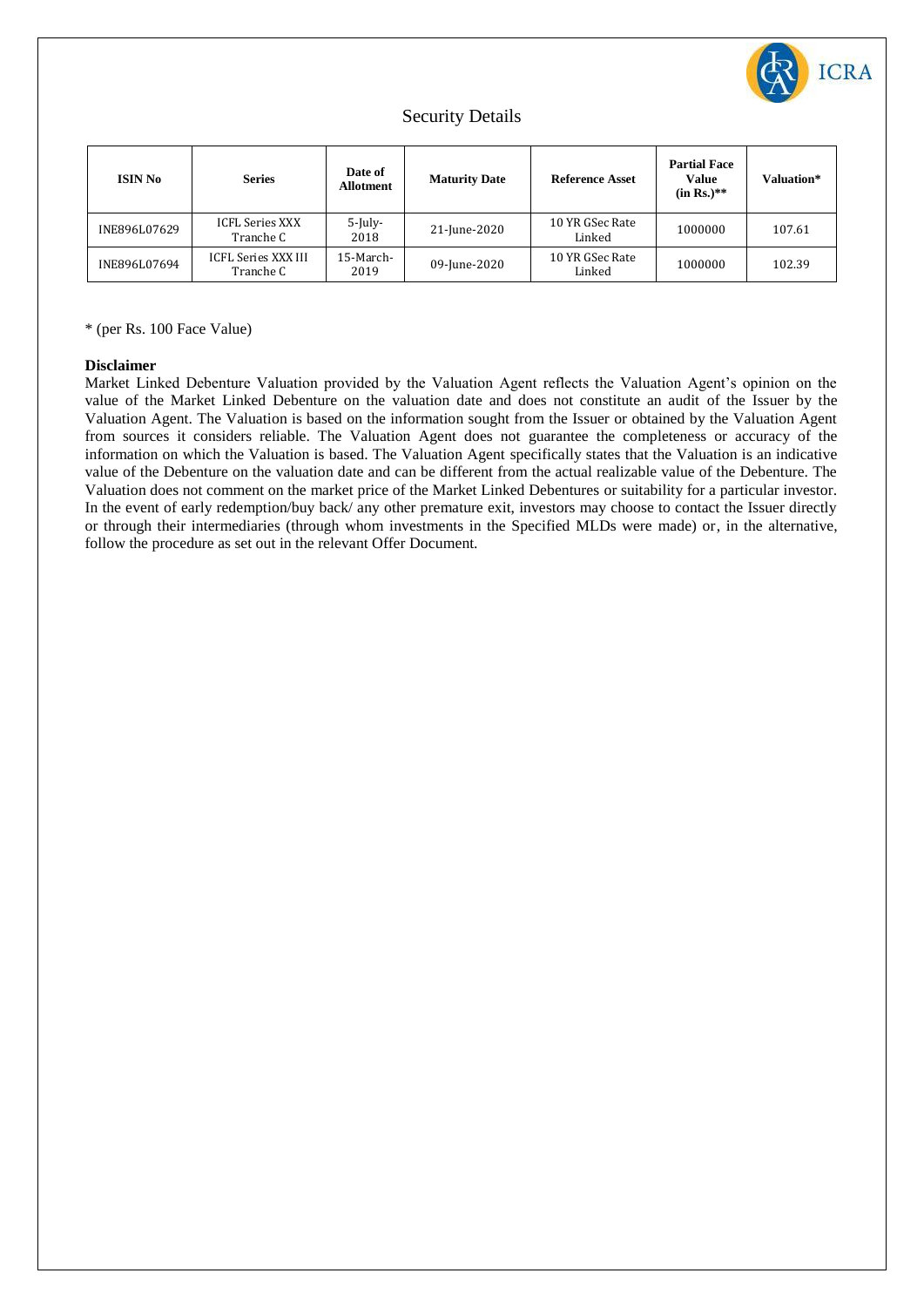## Security Details

| ISIN No | Series | Date of Allotment | Maturity Date | Reference Asset | Partial Face Value (in Rs.)** | Valuation* |
|---|---|---|---|---|---|---|
| INE896L07629 | ICFL Series XXX Tranche C | 5-July-2018 | 21-June-2020 | 10 YR GSec Rate Linked | 1000000 | 107.61 |
| INE896L07694 | ICFL Series XXX III Tranche C | 15-March-2019 | 09-June-2020 | 10 YR GSec Rate Linked | 1000000 | 102.39 |

* (per Rs. 100 Face Value)

**Disclaimer**

Market Linked Debenture Valuation provided by the Valuation Agent reflects the Valuation Agent's opinion on the value of the Market Linked Debenture on the valuation date and does not constitute an audit of the Issuer by the Valuation Agent. The Valuation is based on the information sought from the Issuer or obtained by the Valuation Agent from sources it considers reliable. The Valuation Agent does not guarantee the completeness or accuracy of the information on which the Valuation is based. The Valuation Agent specifically states that the Valuation is an indicative value of the Debenture on the valuation date and can be different from the actual realizable value of the Debenture. The Valuation does not comment on the market price of the Market Linked Debentures or suitability for a particular investor. In the event of early redemption/buy back/ any other premature exit, investors may choose to contact the Issuer directly or through their intermediaries (through whom investments in the Specified MLDs were made) or, in the alternative, follow the procedure as set out in the relevant Offer Document.